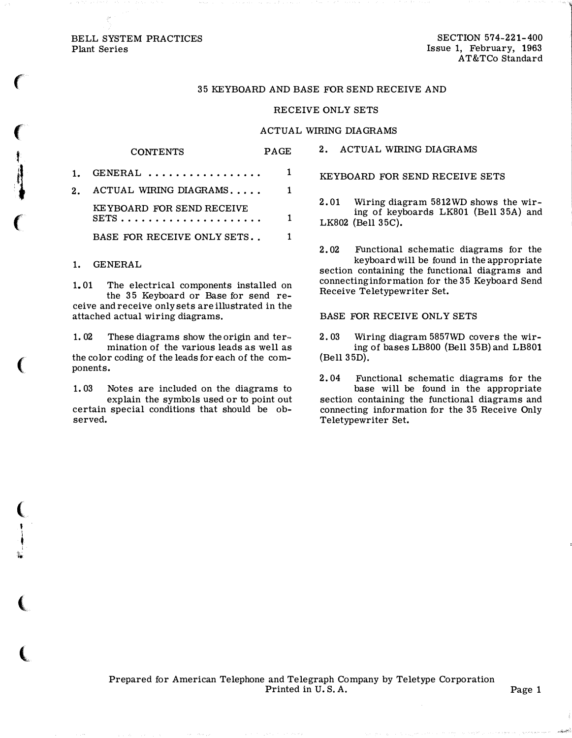BELL SYSTEM PRACTICES
Plant Series

SECTION 574-221-400
Issue 1, February, 1963
AT&TCo Standard

# 35 KEYBOARD AND BASE FOR SEND RECEIVE AND RECEIVE ONLY SETS

# ACTUAL WIRING DIAGRAMS

| CONTENTS | PAGE |
|---|---|
| 1. GENERAL | 1 |
| 2. ACTUAL WIRING DIAGRAMS | 1 |
| KEYBOARD FOR SEND RECEIVE SETS | 1 |
| BASE FOR RECEIVE ONLY SETS | 1 |

## 1. GENERAL

1.01 The electrical components installed on the 35 Keyboard or Base for send receive and receive only sets are illustrated in the attached actual wiring diagrams.

1.02 These diagrams show the origin and termination of the various leads as well as the color coding of the leads for each of the components.

1.03 Notes are included on the diagrams to explain the symbols used or to point out certain special conditions that should be observed.

## 2. ACTUAL WIRING DIAGRAMS

### KEYBOARD FOR SEND RECEIVE SETS

2.01 Wiring diagram 5812WD shows the wiring of keyboards LK801 (Bell 35A) and LK802 (Bell 35C).

2.02 Functional schematic diagrams for the keyboard will be found in the appropriate section containing the functional diagrams and connecting information for the 35 Keyboard Send Receive Teletypewriter Set.

### BASE FOR RECEIVE ONLY SETS

2.03 Wiring diagram 5857WD covers the wiring of bases LB800 (Bell 35B) and LB801 (Bell 35D).

2.04 Functional schematic diagrams for the base will be found in the appropriate section containing the functional diagrams and connecting information for the 35 Receive Only Teletypewriter Set.

Prepared for American Telephone and Telegraph Company by Teletype Corporation
Printed in U.S.A.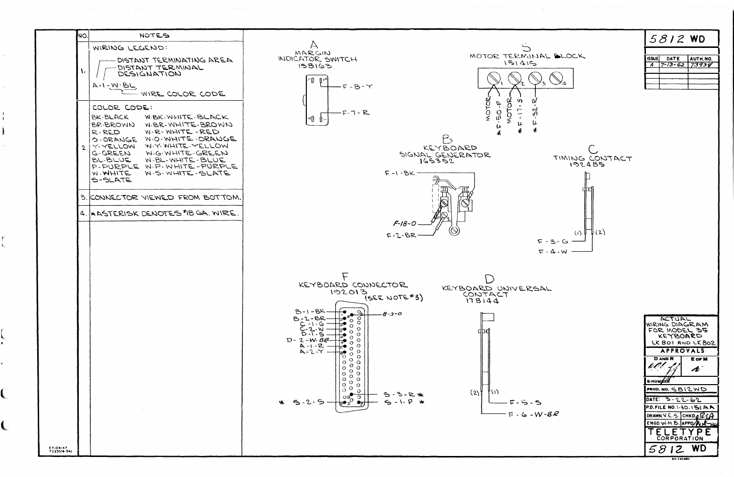| NO. | NOTES |
|---|---|
| 1. | WIRING LEGEND:<br>A-1-W-BL<br>— DISTANT TERMINATING AREA<br>— DISTANT TERMINAL DESIGNATION<br>— WIRE COLOR CODE |
| 2. | COLOR CODE:<br>BK-BLACK W-BK-WHITE-BLACK<br>BR-BROWN W-BR-WHITE-BROWN<br>R-RED W-R-WHITE-RED<br>O-ORANGE W-O-WHITE-ORANGE<br>Y-YELLOW W-Y-WHITE-YELLOW<br>G-GREEN W-G-WHITE-GREEN<br>BL-BLUE W-BL-WHITE-BLUE<br>P-PURPLE W-P-WHITE-PURPLE<br>W-WHITE W-S-WHITE-SLATE<br>S-SLATE |
| 3. | CONNECTOR VIEWED FROM BOTTOM. |
| 4. | *ASTERISK DENOTES #18 GA. WIRE. |

## A
MARGIN INDICATOR SWITCH
158163

F-8-Y
F-7-R

## S
MOTOR TERMINAL BLOCK
151415

1: MOTOR, *F-50-P
2: MOTOR, *F-17-S
3: *F-32-R
4

## B
KEYBOARD SIGNAL GENERATOR
165352

F-1-BK
F-18-O
F-2-BR

## C
TIMING CONTACT
192485

(1) F-3-G
(2) F-4-W

## F
KEYBOARD CONNECTOR
192013
(SEE NOTE #3)

B-1-BK
B-2-BR
C-1-G
C-2-W
D-1-S
D-2-W-BR
A-1-R
A-2-Y
B-3-O
S-3-R *
* S-2-S
S-1-P *

## D
KEYBOARD UNIVERSAL CONTACT
178144

(2) F-6-W-BR
(1) F-5-S

---

**5812 WD**

| ISSUE | DATE | AUTH. NO. |
|---|---|---|
| A | 7-13-62 | 73938 |

ACTUAL WIRING DIAGRAM FOR MODEL 35 KEYBOARD LK801 AND LK802

APPROVALS: D AND R / E OF M

E-NUMBER

PROD. NO. 5812WD

DATE: 3-22-62

P.D. FILE NO. 1-30.151AA

DRAWN V.E.S. CHKD.

ENGD. W.M.B. APPD.

TELETYPE CORPORATION

5812 WD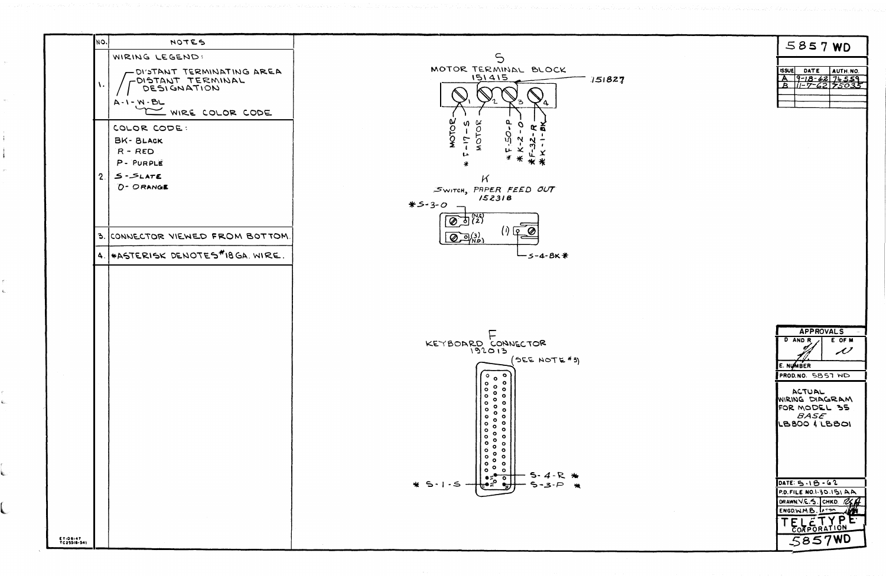| NO. | NOTES |
|---|---|
| | WIRING LEGEND: |
| 1. | DISTANT TERMINATING AREA<br>DISTANT TERMINAL DESIGNATION<br>A-1-W-BL<br>WIRE COLOR CODE |
| 2. | COLOR CODE:<br>BK- BLACK<br>R - RED<br>P - PURPLE<br>S - SLATE<br>O - ORANGE |
| 3. | CONNECTOR VIEWED FROM BOTTOM. |
| 4. | *ASTERISK DENOTES #18 GA. WIRE. |

S
MOTOR TERMINAL BLOCK
151415

151827

1 2 3 4

MOTOR
* F-17-S
MOTOR
* F-50-P
* K-2-O
* F-32-R
* K-1-BK

K
SWITCH, PAPER FEED OUT
152318

*S-3-O

(NC) (2)

(3) (NO)

(1)

S-4-BK*

F
KEYBOARD CONNECTOR
192013
(SEE NOTE #3)

* S-1-S

S-4-R *

S-3-P *

5857 WD

| ISSUE | DATE | AUTH. NO. |
|---|---|---|
| A | 9-18-62 | 74559 |
| B | 11-7-62 | 75035 |

APPROVALS

D AND R

E OF M

E. NUMBER

PROD. NO. 5857 WD

ACTUAL WIRING DIAGRAM FOR MODEL 35 BASE LB800 & LB801

DATE: 5-18-62

P.D. FILE NO. 1-30.151 AA

DRAWN V.E.S. CHKD.

ENGD. W.M.B.

TELETYPE CORPORATION

5857 WD

ET108147
TC25518-541